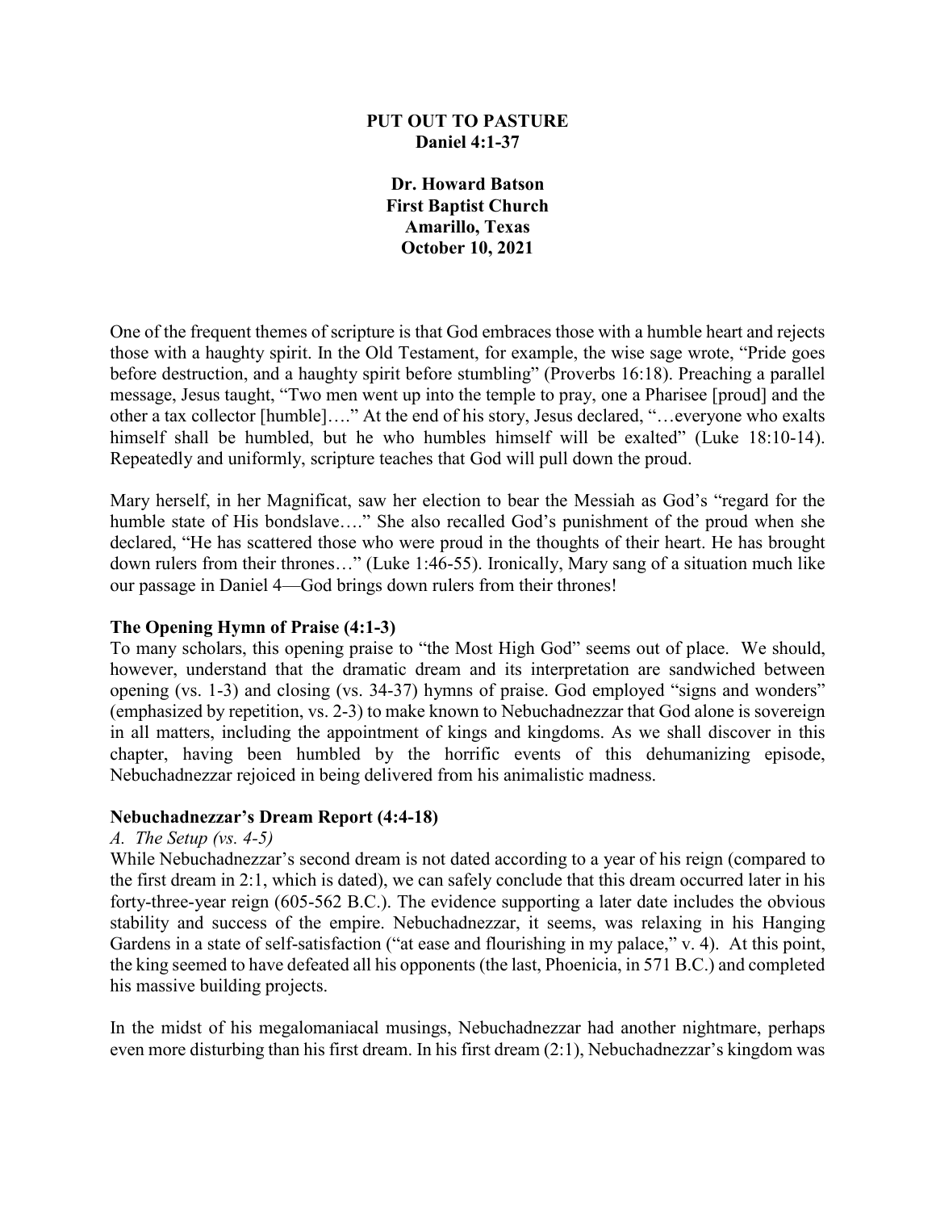**PUT OUT TO PASTURE**
**Daniel 4:1-37**

**Dr. Howard Batson**
**First Baptist Church**
**Amarillo, Texas**
**October 10, 2021**

One of the frequent themes of scripture is that God embraces those with a humble heart and rejects those with a haughty spirit. In the Old Testament, for example, the wise sage wrote, "Pride goes before destruction, and a haughty spirit before stumbling" (Proverbs 16:18). Preaching a parallel message, Jesus taught, "Two men went up into the temple to pray, one a Pharisee [proud] and the other a tax collector [humble]…." At the end of his story, Jesus declared, "…everyone who exalts himself shall be humbled, but he who humbles himself will be exalted" (Luke 18:10-14). Repeatedly and uniformly, scripture teaches that God will pull down the proud.

Mary herself, in her Magnificat, saw her election to bear the Messiah as God's "regard for the humble state of His bondslave…." She also recalled God's punishment of the proud when she declared, "He has scattered those who were proud in the thoughts of their heart. He has brought down rulers from their thrones…" (Luke 1:46-55). Ironically, Mary sang of a situation much like our passage in Daniel 4—God brings down rulers from their thrones!

**The Opening Hymn of Praise (4:1-3)**

To many scholars, this opening praise to "the Most High God" seems out of place. We should, however, understand that the dramatic dream and its interpretation are sandwiched between opening (vs. 1-3) and closing (vs. 34-37) hymns of praise. God employed "signs and wonders" (emphasized by repetition, vs. 2-3) to make known to Nebuchadnezzar that God alone is sovereign in all matters, including the appointment of kings and kingdoms. As we shall discover in this chapter, having been humbled by the horrific events of this dehumanizing episode, Nebuchadnezzar rejoiced in being delivered from his animalistic madness.

**Nebuchadnezzar's Dream Report (4:4-18)**

*A. The Setup (vs. 4-5)*

While Nebuchadnezzar's second dream is not dated according to a year of his reign (compared to the first dream in 2:1, which is dated), we can safely conclude that this dream occurred later in his forty-three-year reign (605-562 B.C.). The evidence supporting a later date includes the obvious stability and success of the empire. Nebuchadnezzar, it seems, was relaxing in his Hanging Gardens in a state of self-satisfaction ("at ease and flourishing in my palace," v. 4). At this point, the king seemed to have defeated all his opponents (the last, Phoenicia, in 571 B.C.) and completed his massive building projects.

In the midst of his megalomaniacal musings, Nebuchadnezzar had another nightmare, perhaps even more disturbing than his first dream. In his first dream (2:1), Nebuchadnezzar's kingdom was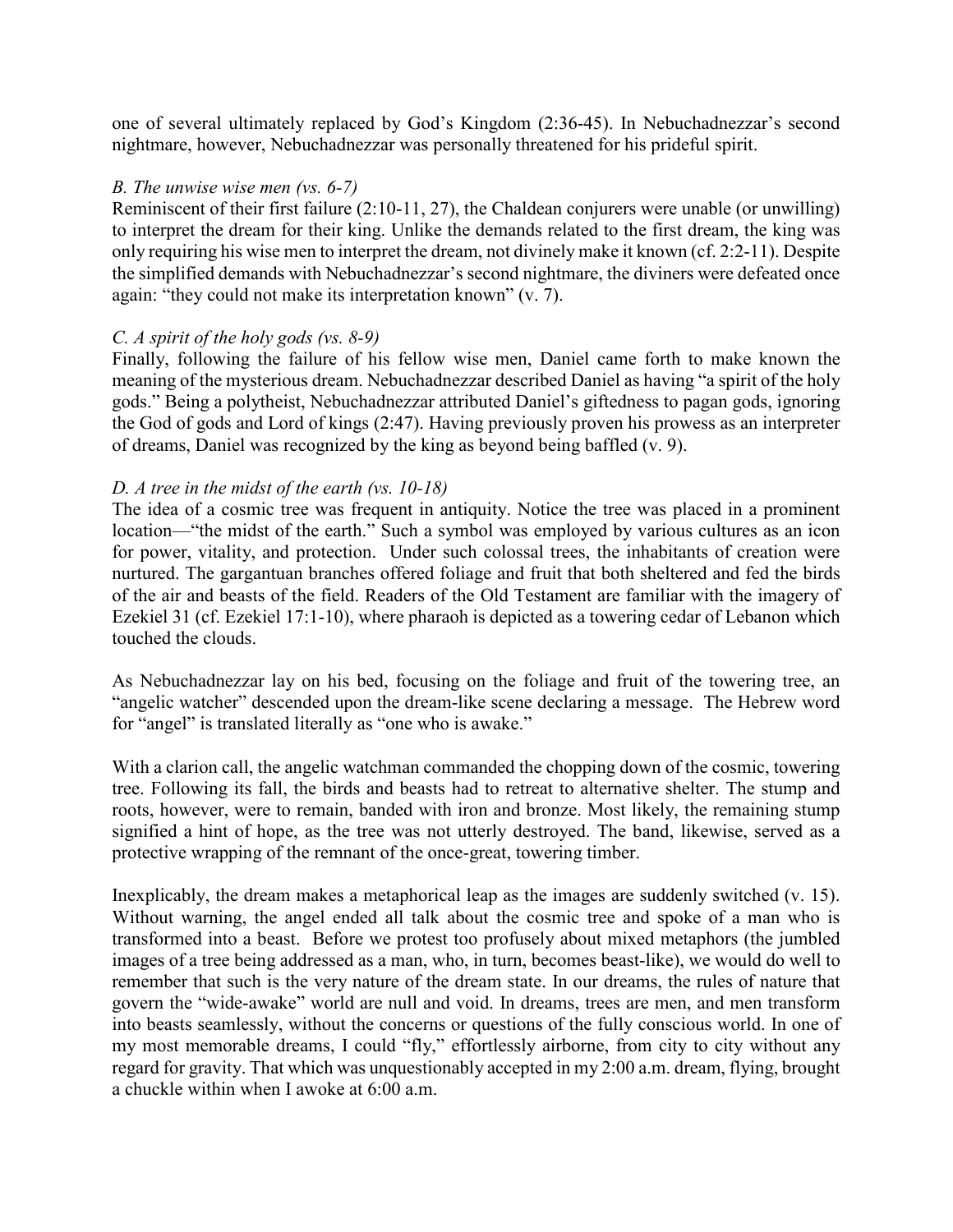one of several ultimately replaced by God's Kingdom (2:36-45). In Nebuchadnezzar's second nightmare, however, Nebuchadnezzar was personally threatened for his prideful spirit.

*B. The unwise wise men (vs. 6-7)*

Reminiscent of their first failure (2:10-11, 27), the Chaldean conjurers were unable (or unwilling) to interpret the dream for their king. Unlike the demands related to the first dream, the king was only requiring his wise men to interpret the dream, not divinely make it known (cf. 2:2-11). Despite the simplified demands with Nebuchadnezzar's second nightmare, the diviners were defeated once again: "they could not make its interpretation known" (v. 7).

*C. A spirit of the holy gods (vs. 8-9)*

Finally, following the failure of his fellow wise men, Daniel came forth to make known the meaning of the mysterious dream. Nebuchadnezzar described Daniel as having "a spirit of the holy gods." Being a polytheist, Nebuchadnezzar attributed Daniel's giftedness to pagan gods, ignoring the God of gods and Lord of kings (2:47). Having previously proven his prowess as an interpreter of dreams, Daniel was recognized by the king as beyond being baffled (v. 9).

*D. A tree in the midst of the earth (vs. 10-18)*

The idea of a cosmic tree was frequent in antiquity. Notice the tree was placed in a prominent location—"the midst of the earth." Such a symbol was employed by various cultures as an icon for power, vitality, and protection. Under such colossal trees, the inhabitants of creation were nurtured. The gargantuan branches offered foliage and fruit that both sheltered and fed the birds of the air and beasts of the field. Readers of the Old Testament are familiar with the imagery of Ezekiel 31 (cf. Ezekiel 17:1-10), where pharaoh is depicted as a towering cedar of Lebanon which touched the clouds.

As Nebuchadnezzar lay on his bed, focusing on the foliage and fruit of the towering tree, an "angelic watcher" descended upon the dream-like scene declaring a message. The Hebrew word for "angel" is translated literally as "one who is awake."

With a clarion call, the angelic watchman commanded the chopping down of the cosmic, towering tree. Following its fall, the birds and beasts had to retreat to alternative shelter. The stump and roots, however, were to remain, banded with iron and bronze. Most likely, the remaining stump signified a hint of hope, as the tree was not utterly destroyed. The band, likewise, served as a protective wrapping of the remnant of the once-great, towering timber.

Inexplicably, the dream makes a metaphorical leap as the images are suddenly switched (v. 15). Without warning, the angel ended all talk about the cosmic tree and spoke of a man who is transformed into a beast. Before we protest too profusely about mixed metaphors (the jumbled images of a tree being addressed as a man, who, in turn, becomes beast-like), we would do well to remember that such is the very nature of the dream state. In our dreams, the rules of nature that govern the "wide-awake" world are null and void. In dreams, trees are men, and men transform into beasts seamlessly, without the concerns or questions of the fully conscious world. In one of my most memorable dreams, I could "fly," effortlessly airborne, from city to city without any regard for gravity. That which was unquestionably accepted in my 2:00 a.m. dream, flying, brought a chuckle within when I awoke at 6:00 a.m.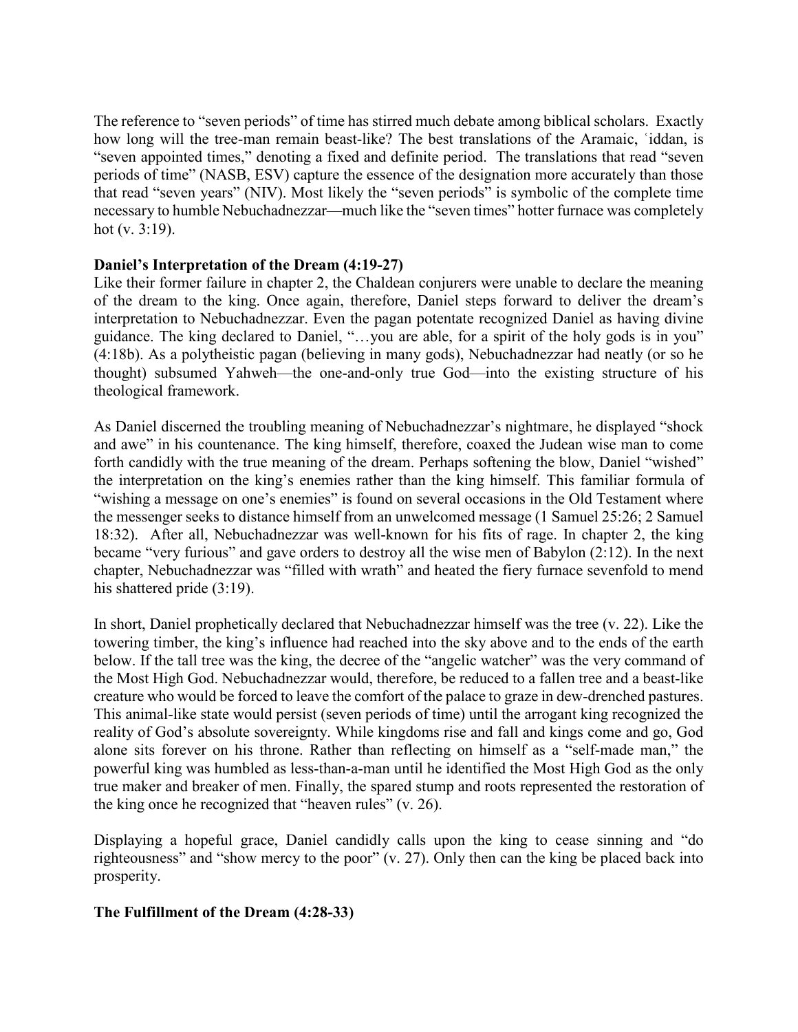The reference to "seven periods" of time has stirred much debate among biblical scholars. Exactly how long will the tree-man remain beast-like? The best translations of the Aramaic, ʿiddan, is "seven appointed times," denoting a fixed and definite period. The translations that read "seven periods of time" (NASB, ESV) capture the essence of the designation more accurately than those that read "seven years" (NIV). Most likely the "seven periods" is symbolic of the complete time necessary to humble Nebuchadnezzar—much like the "seven times" hotter furnace was completely hot (v. 3:19).

**Daniel's Interpretation of the Dream (4:19-27)**

Like their former failure in chapter 2, the Chaldean conjurers were unable to declare the meaning of the dream to the king. Once again, therefore, Daniel steps forward to deliver the dream's interpretation to Nebuchadnezzar. Even the pagan potentate recognized Daniel as having divine guidance. The king declared to Daniel, "…you are able, for a spirit of the holy gods is in you" (4:18b). As a polytheistic pagan (believing in many gods), Nebuchadnezzar had neatly (or so he thought) subsumed Yahweh—the one-and-only true God—into the existing structure of his theological framework.

As Daniel discerned the troubling meaning of Nebuchadnezzar's nightmare, he displayed "shock and awe" in his countenance. The king himself, therefore, coaxed the Judean wise man to come forth candidly with the true meaning of the dream. Perhaps softening the blow, Daniel "wished" the interpretation on the king's enemies rather than the king himself. This familiar formula of "wishing a message on one's enemies" is found on several occasions in the Old Testament where the messenger seeks to distance himself from an unwelcomed message (1 Samuel 25:26; 2 Samuel 18:32). After all, Nebuchadnezzar was well-known for his fits of rage. In chapter 2, the king became "very furious" and gave orders to destroy all the wise men of Babylon (2:12). In the next chapter, Nebuchadnezzar was "filled with wrath" and heated the fiery furnace sevenfold to mend his shattered pride (3:19).

In short, Daniel prophetically declared that Nebuchadnezzar himself was the tree (v. 22). Like the towering timber, the king's influence had reached into the sky above and to the ends of the earth below. If the tall tree was the king, the decree of the "angelic watcher" was the very command of the Most High God. Nebuchadnezzar would, therefore, be reduced to a fallen tree and a beast-like creature who would be forced to leave the comfort of the palace to graze in dew-drenched pastures. This animal-like state would persist (seven periods of time) until the arrogant king recognized the reality of God's absolute sovereignty. While kingdoms rise and fall and kings come and go, God alone sits forever on his throne. Rather than reflecting on himself as a "self-made man," the powerful king was humbled as less-than-a-man until he identified the Most High God as the only true maker and breaker of men. Finally, the spared stump and roots represented the restoration of the king once he recognized that "heaven rules" (v. 26).

Displaying a hopeful grace, Daniel candidly calls upon the king to cease sinning and "do righteousness" and "show mercy to the poor" (v. 27). Only then can the king be placed back into prosperity.

**The Fulfillment of the Dream (4:28-33)**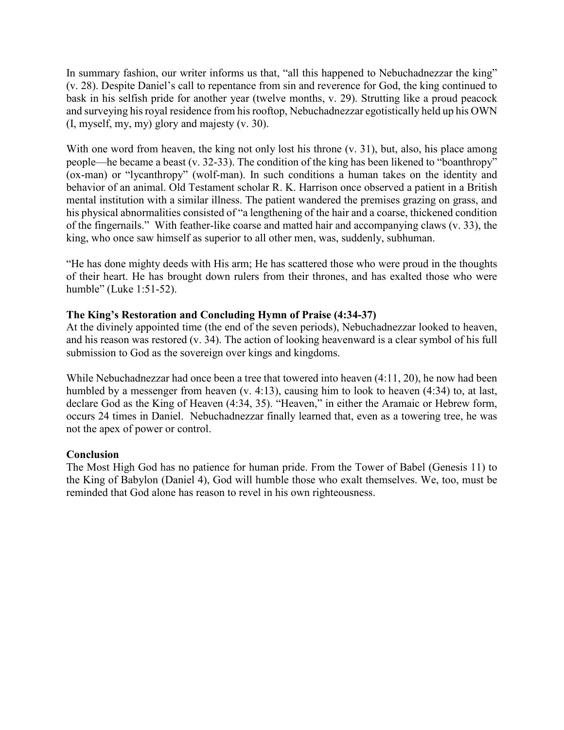In summary fashion, our writer informs us that, "all this happened to Nebuchadnezzar the king" (v. 28). Despite Daniel's call to repentance from sin and reverence for God, the king continued to bask in his selfish pride for another year (twelve months, v. 29). Strutting like a proud peacock and surveying his royal residence from his rooftop, Nebuchadnezzar egotistically held up his OWN (I, myself, my, my) glory and majesty (v. 30).

With one word from heaven, the king not only lost his throne (v. 31), but, also, his place among people—he became a beast (v. 32-33). The condition of the king has been likened to "boanthropy" (ox-man) or "lycanthropy" (wolf-man). In such conditions a human takes on the identity and behavior of an animal. Old Testament scholar R. K. Harrison once observed a patient in a British mental institution with a similar illness. The patient wandered the premises grazing on grass, and his physical abnormalities consisted of "a lengthening of the hair and a coarse, thickened condition of the fingernails." With feather-like coarse and matted hair and accompanying claws (v. 33), the king, who once saw himself as superior to all other men, was, suddenly, subhuman.

"He has done mighty deeds with His arm; He has scattered those who were proud in the thoughts of their heart. He has brought down rulers from their thrones, and has exalted those who were humble" (Luke 1:51-52).

**The King's Restoration and Concluding Hymn of Praise (4:34-37)**
At the divinely appointed time (the end of the seven periods), Nebuchadnezzar looked to heaven, and his reason was restored (v. 34). The action of looking heavenward is a clear symbol of his full submission to God as the sovereign over kings and kingdoms.

While Nebuchadnezzar had once been a tree that towered into heaven (4:11, 20), he now had been humbled by a messenger from heaven (v. 4:13), causing him to look to heaven (4:34) to, at last, declare God as the King of Heaven (4:34, 35). "Heaven," in either the Aramaic or Hebrew form, occurs 24 times in Daniel. Nebuchadnezzar finally learned that, even as a towering tree, he was not the apex of power or control.

**Conclusion**
The Most High God has no patience for human pride. From the Tower of Babel (Genesis 11) to the King of Babylon (Daniel 4), God will humble those who exalt themselves. We, too, must be reminded that God alone has reason to revel in his own righteousness.